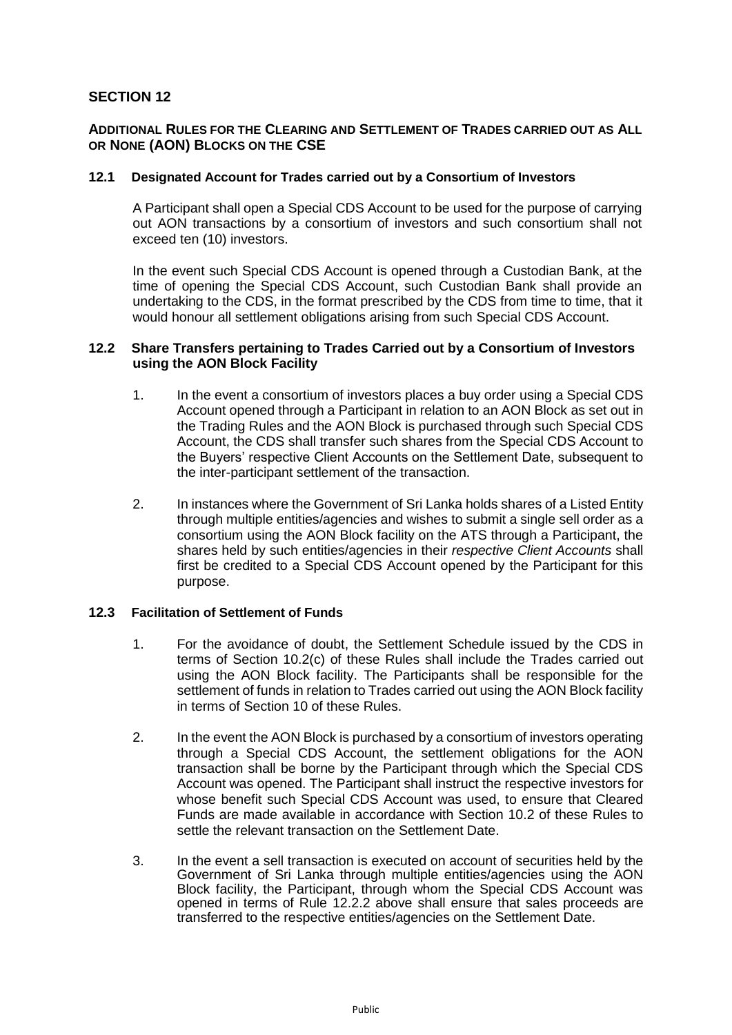# SECTION 12

## ADDITIONAL RULES FOR THE CLEARING AND SETTLEMENT OF TRADES CARRIED OUT AS ALL OR NONE (AON) BLOCKS ON THE CSE

### 12.1 Designated Account for Trades carried out by a Consortium of Investors

A Participant shall open a Special CDS Account to be used for the purpose of carrying out AON transactions by a consortium of investors and such consortium shall not exceed ten (10) investors.

In the event such Special CDS Account is opened through a Custodian Bank, at the time of opening the Special CDS Account, such Custodian Bank shall provide an undertaking to the CDS, in the format prescribed by the CDS from time to time, that it would honour all settlement obligations arising from such Special CDS Account.

### 12.2 Share Transfers pertaining to Trades Carried out by a Consortium of Investors using the AON Block Facility

1. In the event a consortium of investors places a buy order using a Special CDS Account opened through a Participant in relation to an AON Block as set out in the Trading Rules and the AON Block is purchased through such Special CDS Account, the CDS shall transfer such shares from the Special CDS Account to the Buyers' respective Client Accounts on the Settlement Date, subsequent to the inter-participant settlement of the transaction.

2. In instances where the Government of Sri Lanka holds shares of a Listed Entity through multiple entities/agencies and wishes to submit a single sell order as a consortium using the AON Block facility on the ATS through a Participant, the shares held by such entities/agencies in their *respective Client Accounts* shall first be credited to a Special CDS Account opened by the Participant for this purpose.

### 12.3 Facilitation of Settlement of Funds

1. For the avoidance of doubt, the Settlement Schedule issued by the CDS in terms of Section 10.2(c) of these Rules shall include the Trades carried out using the AON Block facility. The Participants shall be responsible for the settlement of funds in relation to Trades carried out using the AON Block facility in terms of Section 10 of these Rules.

2. In the event the AON Block is purchased by a consortium of investors operating through a Special CDS Account, the settlement obligations for the AON transaction shall be borne by the Participant through which the Special CDS Account was opened. The Participant shall instruct the respective investors for whose benefit such Special CDS Account was used, to ensure that Cleared Funds are made available in accordance with Section 10.2 of these Rules to settle the relevant transaction on the Settlement Date.

3. In the event a sell transaction is executed on account of securities held by the Government of Sri Lanka through multiple entities/agencies using the AON Block facility, the Participant, through whom the Special CDS Account was opened in terms of Rule 12.2.2 above shall ensure that sales proceeds are transferred to the respective entities/agencies on the Settlement Date.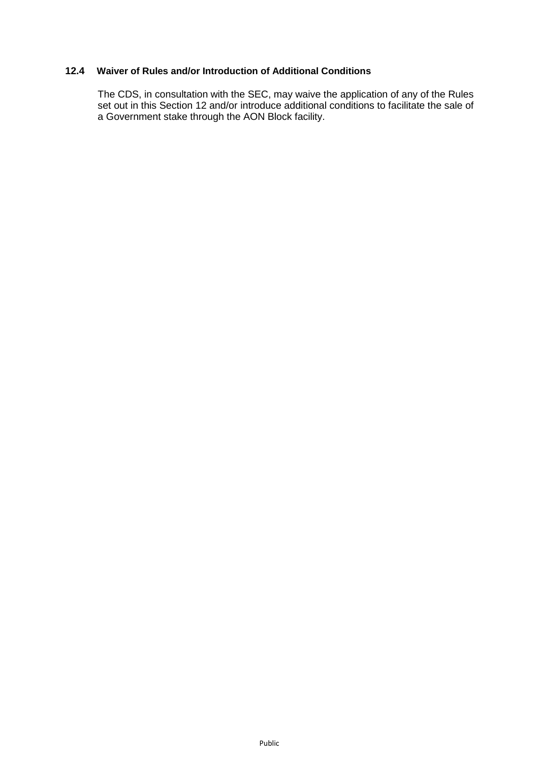### 12.4 Waiver of Rules and/or Introduction of Additional Conditions

The CDS, in consultation with the SEC, may waive the application of any of the Rules set out in this Section 12 and/or introduce additional conditions to facilitate the sale of a Government stake through the AON Block facility.